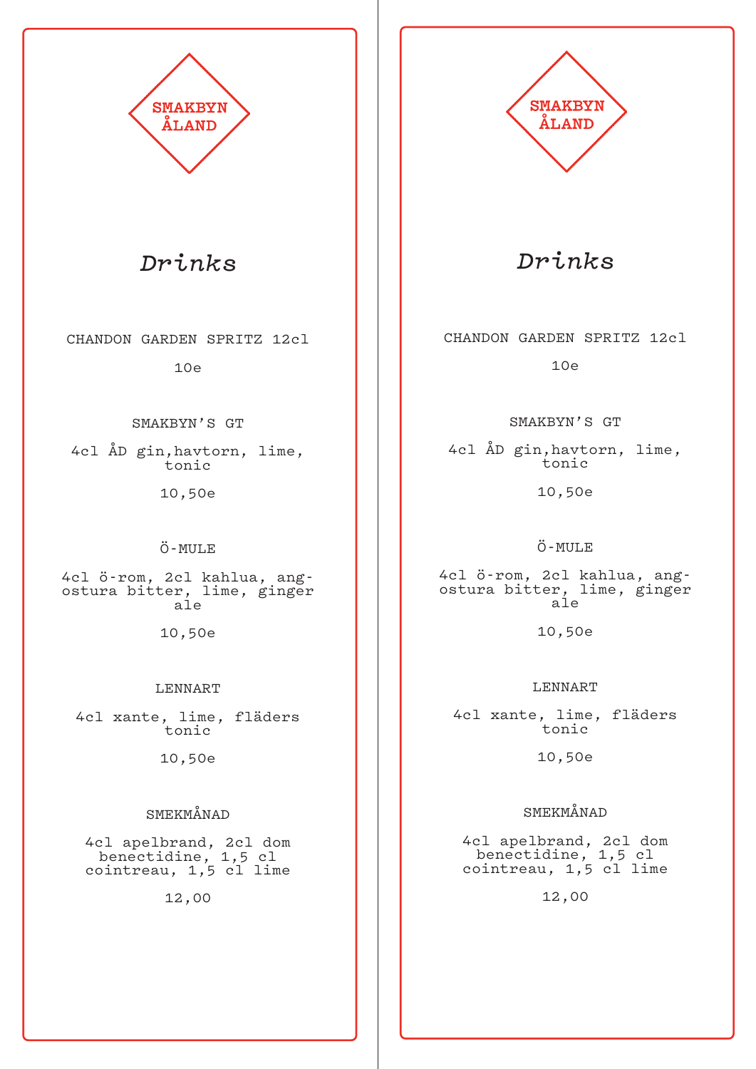SMAKBYN ÅLAND

# Drinks

CHANDON GARDEN SPRITZ 12cl

10e

SMAKBYN'S GT

4cl ÅD gin,havtorn, lime, tonic

10,50e

Ö-MULE

4cl ö-rom, 2cl kahlua, angostura bitter, lime, ginger ale

10,50e

LENNART

4cl xante, lime, fläders tonic

10,50e

SMEKMÅNAD

4cl apelbrand, 2cl dom benectidine, 1,5 cl cointreau, 1,5 cl lime

12,00

SMAKBYN ÅLAND

# Drinks

CHANDON GARDEN SPRITZ 12cl

10e

SMAKBYN'S GT

4cl ÅD gin,havtorn, lime, tonic

10,50e

Ö-MULE

4cl ö-rom, 2cl kahlua, angostura bitter, lime, ginger ale

10,50e

LENNART

4cl xante, lime, fläders tonic

10,50e

SMEKMÅNAD

4cl apelbrand, 2cl dom benectidine, 1,5 cl cointreau, 1,5 cl lime

12,00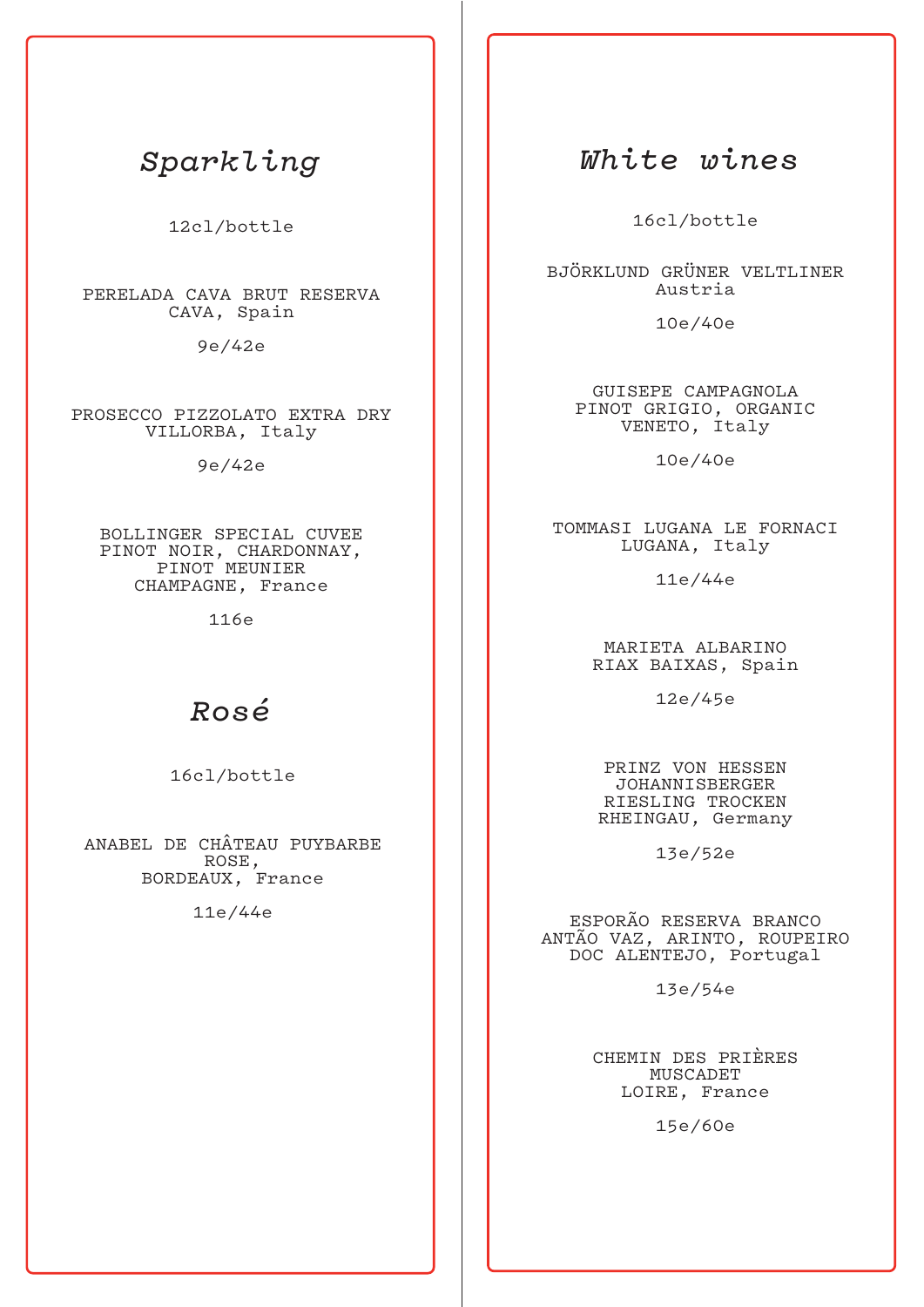## *Sparkling*

12cl/bottle

PERELADA CAVA BRUT RESERVA
CAVA, Spain

9e/42e

PROSECCO PIZZOLATO EXTRA DRY
VILLORBA, Italy

9e/42e

BOLLINGER SPECIAL CUVEE
PINOT NOIR, CHARDONNAY,
PINOT MEUNIER
CHAMPAGNE, France

116e

## *Rosé*

16cl/bottle

ANABEL DE CHÂTEAU PUYBARBE
ROSE,
BORDEAUX, France

11e/44e

## *White wines*

16cl/bottle

BJÖRKLUND GRÜNER VELTLINER
Austria

10e/40e

GUISEPE CAMPAGNOLA
PINOT GRIGIO, ORGANIC
VENETO, Italy

10e/40e

TOMMASI LUGANA LE FORNACI
LUGANA, Italy

11e/44e

MARIETA ALBARINO
RIAX BAIXAS, Spain

12e/45e

PRINZ VON HESSEN
JOHANNISBERGER
RIESLING TROCKEN
RHEINGAU, Germany

13e/52e

ESPORÃO RESERVA BRANCO
ANTÃO VAZ, ARINTO, ROUPEIRO
DOC ALENTEJO, Portugal

13e/54e

CHEMIN DES PRIÈRES
MUSCADET
LOIRE, France

15e/60e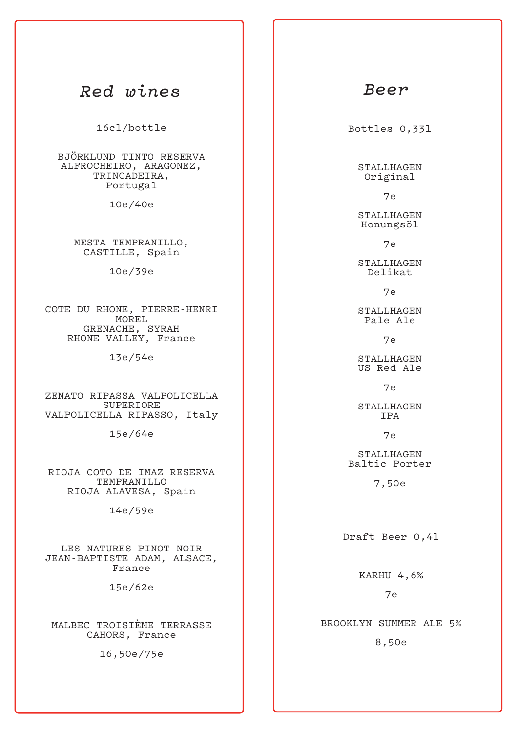# *Red wines*

16cl/bottle

BJÖRKLUND TINTO RESERVA
ALFROCHEIRO, ARAGONEZ,
TRINCADEIRA,
Portugal

10e/40e

MESTA TEMPRANILLO,
CASTILLE, Spain

10e/39e

COTE DU RHONE, PIERRE-HENRI
MOREL
GRENACHE, SYRAH
RHONE VALLEY, France

13e/54e

ZENATO RIPASSA VALPOLICELLA
SUPERIORE
VALPOLICELLA RIPASSO, Italy

15e/64e

RIOJA COTO DE IMAZ RESERVA
TEMPRANILLO
RIOJA ALAVESA, Spain

14e/59e

LES NATURES PINOT NOIR
JEAN-BAPTISTE ADAM, ALSACE,
France

15e/62e

MALBEC TROISIÈME TERRASSE
CAHORS, France

16,50e/75e

# *Beer*

Bottles 0,33l

STALLHAGEN
Original

7e

STALLHAGEN
Honungsöl

7e

STALLHAGEN
Delikat

7e

STALLHAGEN
Pale Ale

7e

STALLHAGEN
US Red Ale

7e

STALLHAGEN
IPA

7e

STALLHAGEN
Baltic Porter

7,50e

Draft Beer 0,4l

KARHU 4,6%

7e

BROOKLYN SUMMER ALE 5%

8,50e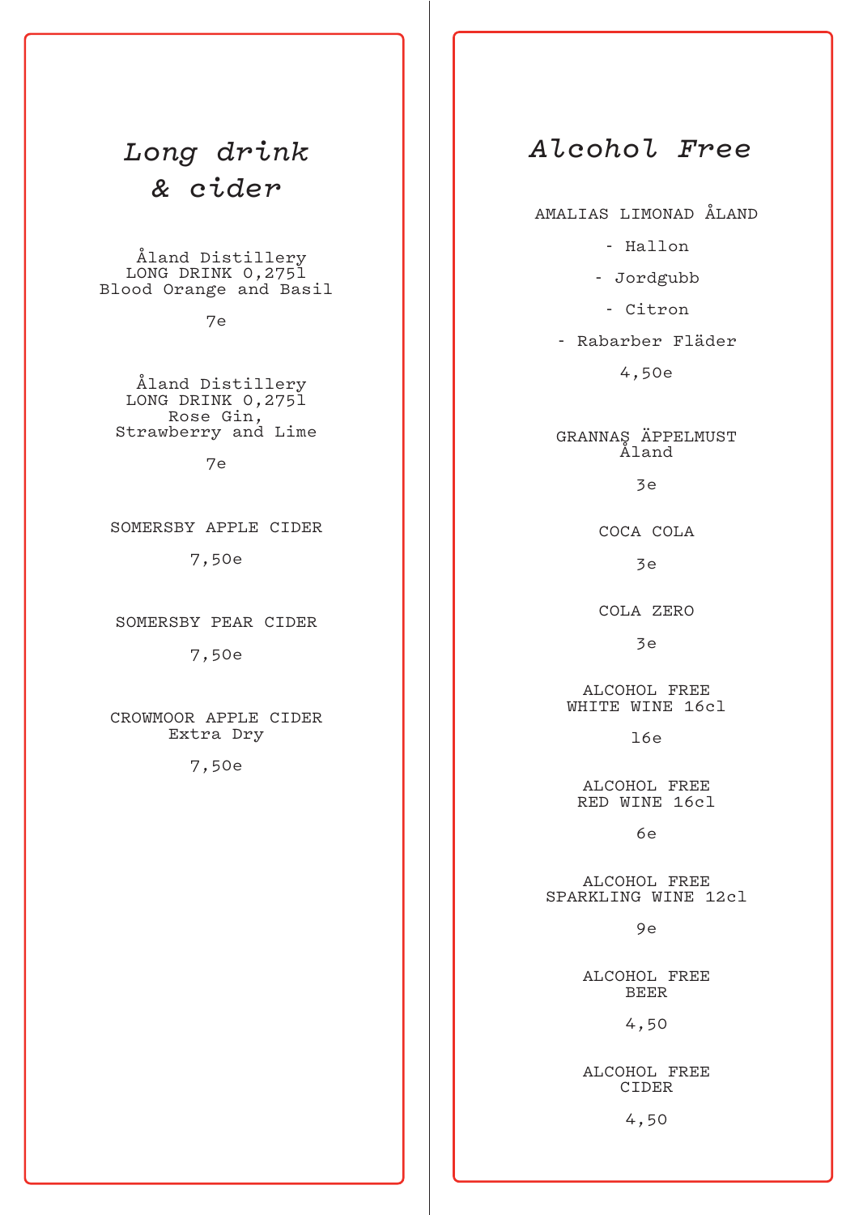# *Long drink & cider*

Åland Distillery
LONG DRINK 0,275l
Blood Orange and Basil

7e

Åland Distillery
LONG DRINK 0,275l
Rose Gin,
Strawberry and Lime

7e

SOMERSBY APPLE CIDER

7,50e

SOMERSBY PEAR CIDER

7,50e

CROWMOOR APPLE CIDER
Extra Dry

7,50e

# *Alcohol Free*

AMALIAS LIMONAD ÅLAND

- Hallon
- Jordgubb
- Citron
- Rabarber Fläder

4,50e

GRANNAS ÄPPELMUST
Åland

3e

COCA COLA

3e

COLA ZERO

3e

ALCOHOL FREE
WHITE WINE 16cl

16e

ALCOHOL FREE
RED WINE 16cl

6e

ALCOHOL FREE
SPARKLING WINE 12cl

9e

ALCOHOL FREE
BEER

4,50

ALCOHOL FREE
CIDER

4,50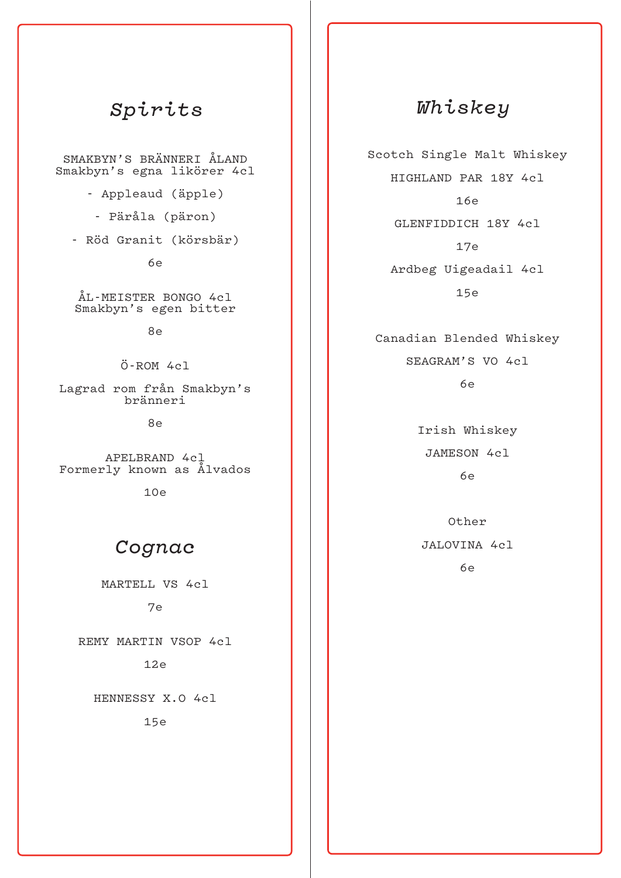## Spirits

SMAKBYN'S BRÄNNERI ÅLAND
Smakbyn's egna likörer 4cl

- Appleaud (äpple)
- Päråla (päron)
- Röd Granit (körsbär)

6e

ÅL-MEISTER BONGO 4cl
Smakbyn's egen bitter

8e

Ö-ROM 4cl

Lagrad rom från Smakbyn's bränneri

8e

APELBRAND 4cl
Formerly known as Ålvados

10e

## Cognac

MARTELL VS 4cl

7e

REMY MARTIN VSOP 4cl

12e

HENNESSY X.O 4cl

15e

## Whiskey

Scotch Single Malt Whiskey

HIGHLAND PAR 18Y 4cl

16e

GLENFIDDICH 18Y 4cl

17e

Ardbeg Uigeadail 4cl

15e

Canadian Blended Whiskey

SEAGRAM'S VO 4cl

6e

Irish Whiskey

JAMESON 4cl

6e

Other

JALOVINA 4cl

6e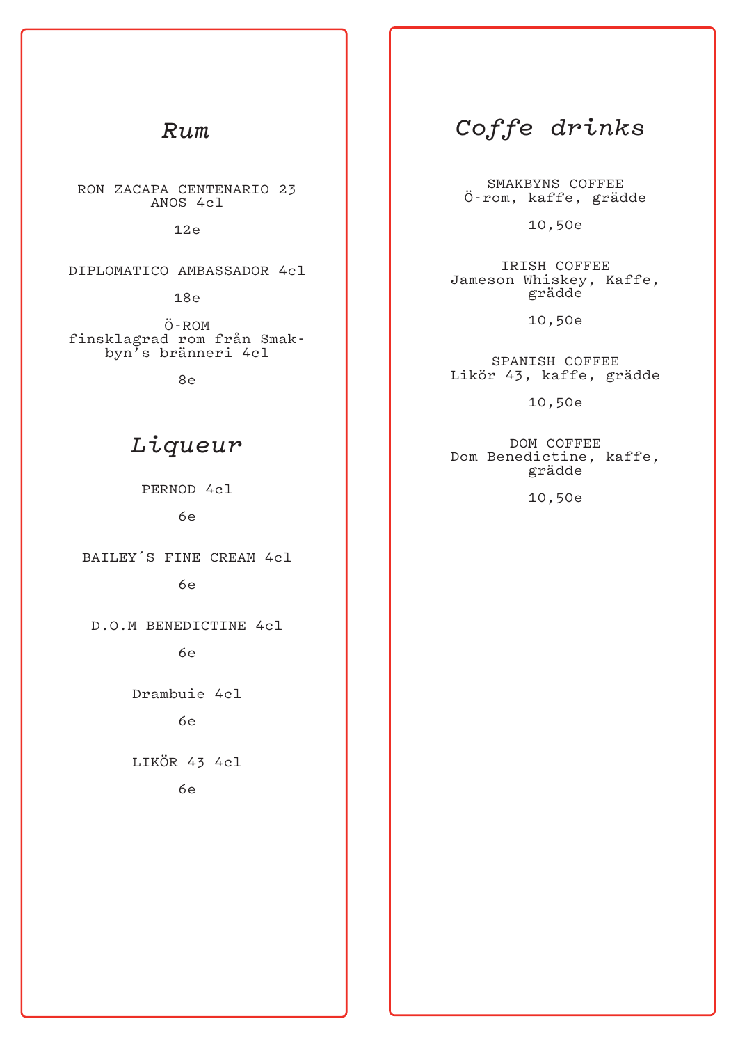## Rum

RON ZACAPA CENTENARIO 23 ANOS 4cl

12e

DIPLOMATICO AMBASSADOR 4cl

18e

Ö-ROM
finsklagrad rom från Smakbyn's bränneri 4cl

8e

## Liqueur

PERNOD 4cl

6e

BAILEY´S FINE CREAM 4cl

6e

D.O.M BENEDICTINE 4cl

6e

Drambuie 4cl

6e

LIKÖR 43 4cl

6e

## Coffe drinks

SMAKBYNS COFFEE
Ö-rom, kaffe, grädde

10,50e

IRISH COFFEE
Jameson Whiskey, Kaffe, grädde

10,50e

SPANISH COFFEE
Likör 43, kaffe, grädde

10,50e

DOM COFFEE
Dom Benedictine, kaffe, grädde

10,50e